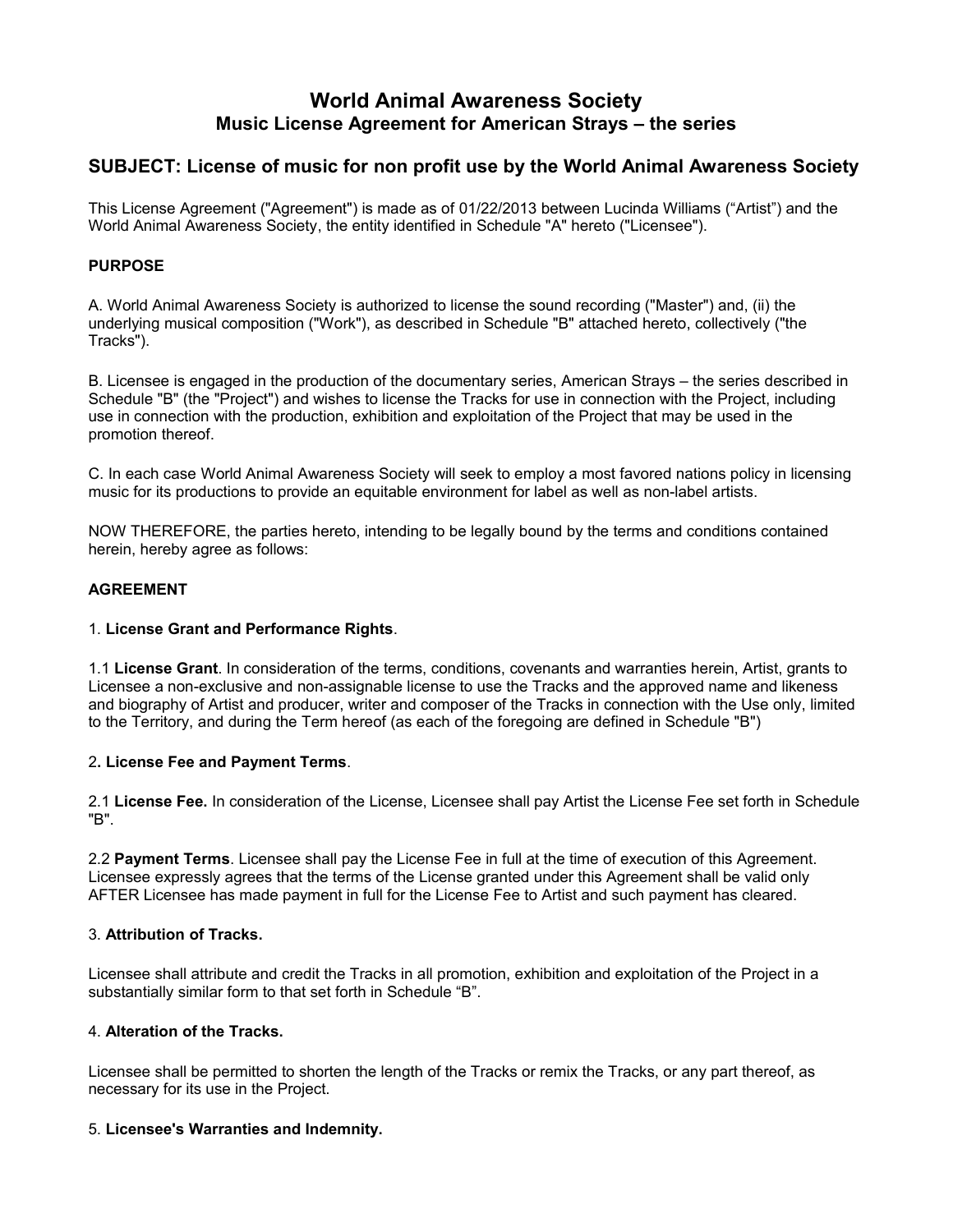# World Animal Awareness Society
## Music License Agreement for American Strays – the series

## SUBJECT: License of music for non profit use by the World Animal Awareness Society

This License Agreement ("Agreement") is made as of 01/22/2013 between Lucinda Williams ("Artist") and the World Animal Awareness Society, the entity identified in Schedule "A" hereto ("Licensee").

**PURPOSE**

A. World Animal Awareness Society is authorized to license the sound recording ("Master") and, (ii) the underlying musical composition ("Work"), as described in Schedule "B" attached hereto, collectively ("the Tracks").

B. Licensee is engaged in the production of the documentary series, American Strays – the series described in Schedule "B" (the "Project") and wishes to license the Tracks for use in connection with the Project, including use in connection with the production, exhibition and exploitation of the Project that may be used in the promotion thereof.

C. In each case World Animal Awareness Society will seek to employ a most favored nations policy in licensing music for its productions to provide an equitable environment for label as well as non-label artists.

NOW THEREFORE, the parties hereto, intending to be legally bound by the terms and conditions contained herein, hereby agree as follows:

**AGREEMENT**

1. **License Grant and Performance Rights**.

1.1 **License Grant**. In consideration of the terms, conditions, covenants and warranties herein, Artist, grants to Licensee a non-exclusive and non-assignable license to use the Tracks and the approved name and likeness and biography of Artist and producer, writer and composer of the Tracks in connection with the Use only, limited to the Territory, and during the Term hereof (as each of the foregoing are defined in Schedule "B")

2**. License Fee and Payment Terms**.

2.1 **License Fee.** In consideration of the License, Licensee shall pay Artist the License Fee set forth in Schedule "B".

2.2 **Payment Terms**. Licensee shall pay the License Fee in full at the time of execution of this Agreement. Licensee expressly agrees that the terms of the License granted under this Agreement shall be valid only AFTER Licensee has made payment in full for the License Fee to Artist and such payment has cleared.

3. **Attribution of Tracks.**

Licensee shall attribute and credit the Tracks in all promotion, exhibition and exploitation of the Project in a substantially similar form to that set forth in Schedule "B".

4. **Alteration of the Tracks.**

Licensee shall be permitted to shorten the length of the Tracks or remix the Tracks, or any part thereof, as necessary for its use in the Project.

5. **Licensee's Warranties and Indemnity.**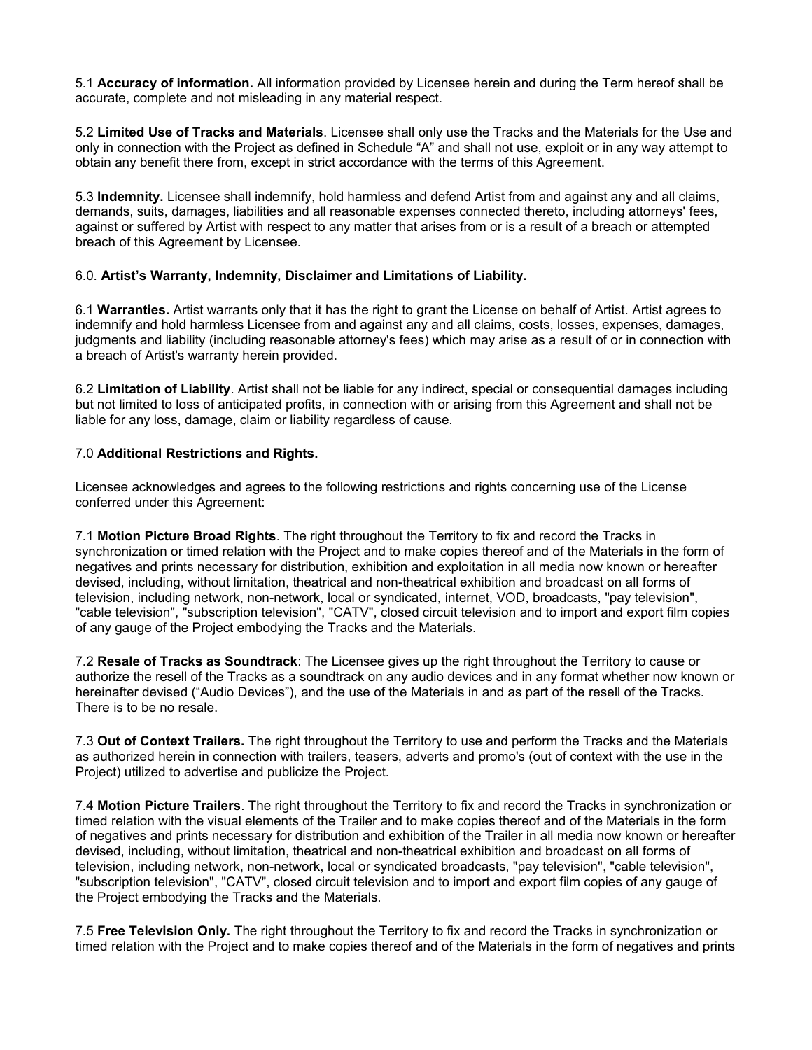5.1 **Accuracy of information.** All information provided by Licensee herein and during the Term hereof shall be accurate, complete and not misleading in any material respect.

5.2 **Limited Use of Tracks and Materials**. Licensee shall only use the Tracks and the Materials for the Use and only in connection with the Project as defined in Schedule "A" and shall not use, exploit or in any way attempt to obtain any benefit there from, except in strict accordance with the terms of this Agreement.

5.3 **Indemnity.** Licensee shall indemnify, hold harmless and defend Artist from and against any and all claims, demands, suits, damages, liabilities and all reasonable expenses connected thereto, including attorneys' fees, against or suffered by Artist with respect to any matter that arises from or is a result of a breach or attempted breach of this Agreement by Licensee.

6.0. **Artist's Warranty, Indemnity, Disclaimer and Limitations of Liability.**

6.1 **Warranties.** Artist warrants only that it has the right to grant the License on behalf of Artist. Artist agrees to indemnify and hold harmless Licensee from and against any and all claims, costs, losses, expenses, damages, judgments and liability (including reasonable attorney's fees) which may arise as a result of or in connection with a breach of Artist's warranty herein provided.

6.2 **Limitation of Liability**. Artist shall not be liable for any indirect, special or consequential damages including but not limited to loss of anticipated profits, in connection with or arising from this Agreement and shall not be liable for any loss, damage, claim or liability regardless of cause.

7.0 **Additional Restrictions and Rights.**

Licensee acknowledges and agrees to the following restrictions and rights concerning use of the License conferred under this Agreement:

7.1 **Motion Picture Broad Rights**. The right throughout the Territory to fix and record the Tracks in synchronization or timed relation with the Project and to make copies thereof and of the Materials in the form of negatives and prints necessary for distribution, exhibition and exploitation in all media now known or hereafter devised, including, without limitation, theatrical and non-theatrical exhibition and broadcast on all forms of television, including network, non-network, local or syndicated, internet, VOD, broadcasts, "pay television", "cable television", "subscription television", "CATV", closed circuit television and to import and export film copies of any gauge of the Project embodying the Tracks and the Materials.

7.2 **Resale of Tracks as Soundtrack**: The Licensee gives up the right throughout the Territory to cause or authorize the resell of the Tracks as a soundtrack on any audio devices and in any format whether now known or hereinafter devised ("Audio Devices"), and the use of the Materials in and as part of the resell of the Tracks. There is to be no resale.

7.3 **Out of Context Trailers.** The right throughout the Territory to use and perform the Tracks and the Materials as authorized herein in connection with trailers, teasers, adverts and promo's (out of context with the use in the Project) utilized to advertise and publicize the Project.

7.4 **Motion Picture Trailers**. The right throughout the Territory to fix and record the Tracks in synchronization or timed relation with the visual elements of the Trailer and to make copies thereof and of the Materials in the form of negatives and prints necessary for distribution and exhibition of the Trailer in all media now known or hereafter devised, including, without limitation, theatrical and non-theatrical exhibition and broadcast on all forms of television, including network, non-network, local or syndicated broadcasts, "pay television", "cable television", "subscription television", "CATV", closed circuit television and to import and export film copies of any gauge of the Project embodying the Tracks and the Materials.

7.5 **Free Television Only.** The right throughout the Territory to fix and record the Tracks in synchronization or timed relation with the Project and to make copies thereof and of the Materials in the form of negatives and prints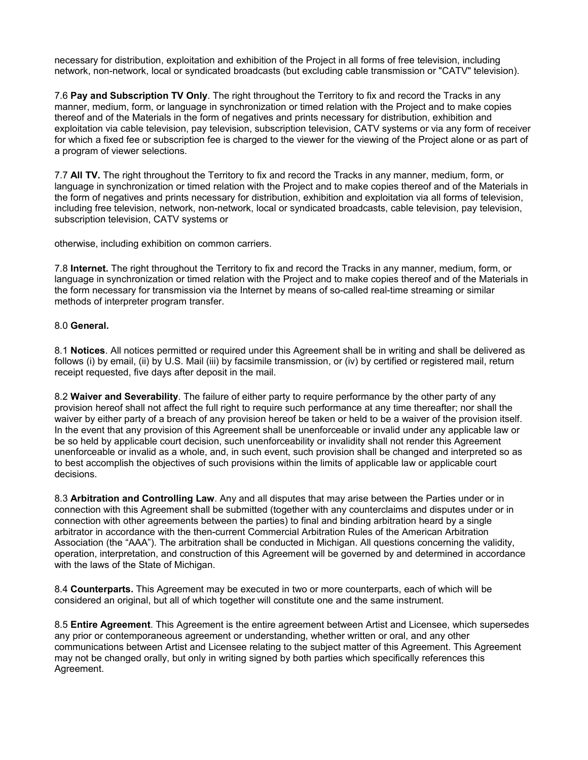necessary for distribution, exploitation and exhibition of the Project in all forms of free television, including network, non-network, local or syndicated broadcasts (but excluding cable transmission or "CATV" television).

7.6 **Pay and Subscription TV Only**. The right throughout the Territory to fix and record the Tracks in any manner, medium, form, or language in synchronization or timed relation with the Project and to make copies thereof and of the Materials in the form of negatives and prints necessary for distribution, exhibition and exploitation via cable television, pay television, subscription television, CATV systems or via any form of receiver for which a fixed fee or subscription fee is charged to the viewer for the viewing of the Project alone or as part of a program of viewer selections.

7.7 **All TV.** The right throughout the Territory to fix and record the Tracks in any manner, medium, form, or language in synchronization or timed relation with the Project and to make copies thereof and of the Materials in the form of negatives and prints necessary for distribution, exhibition and exploitation via all forms of television, including free television, network, non-network, local or syndicated broadcasts, cable television, pay television, subscription television, CATV systems or

otherwise, including exhibition on common carriers.

7.8 **Internet.** The right throughout the Territory to fix and record the Tracks in any manner, medium, form, or language in synchronization or timed relation with the Project and to make copies thereof and of the Materials in the form necessary for transmission via the Internet by means of so-called real-time streaming or similar methods of interpreter program transfer.

8.0 **General.**

8.1 **Notices**. All notices permitted or required under this Agreement shall be in writing and shall be delivered as follows (i) by email, (ii) by U.S. Mail (iii) by facsimile transmission, or (iv) by certified or registered mail, return receipt requested, five days after deposit in the mail.

8.2 **Waiver and Severability**. The failure of either party to require performance by the other party of any provision hereof shall not affect the full right to require such performance at any time thereafter; nor shall the waiver by either party of a breach of any provision hereof be taken or held to be a waiver of the provision itself. In the event that any provision of this Agreement shall be unenforceable or invalid under any applicable law or be so held by applicable court decision, such unenforceability or invalidity shall not render this Agreement unenforceable or invalid as a whole, and, in such event, such provision shall be changed and interpreted so as to best accomplish the objectives of such provisions within the limits of applicable law or applicable court decisions.

8.3 **Arbitration and Controlling Law**. Any and all disputes that may arise between the Parties under or in connection with this Agreement shall be submitted (together with any counterclaims and disputes under or in connection with other agreements between the parties) to final and binding arbitration heard by a single arbitrator in accordance with the then-current Commercial Arbitration Rules of the American Arbitration Association (the "AAA"). The arbitration shall be conducted in Michigan. All questions concerning the validity, operation, interpretation, and construction of this Agreement will be governed by and determined in accordance with the laws of the State of Michigan.

8.4 **Counterparts.** This Agreement may be executed in two or more counterparts, each of which will be considered an original, but all of which together will constitute one and the same instrument.

8.5 **Entire Agreement**. This Agreement is the entire agreement between Artist and Licensee, which supersedes any prior or contemporaneous agreement or understanding, whether written or oral, and any other communications between Artist and Licensee relating to the subject matter of this Agreement. This Agreement may not be changed orally, but only in writing signed by both parties which specifically references this Agreement.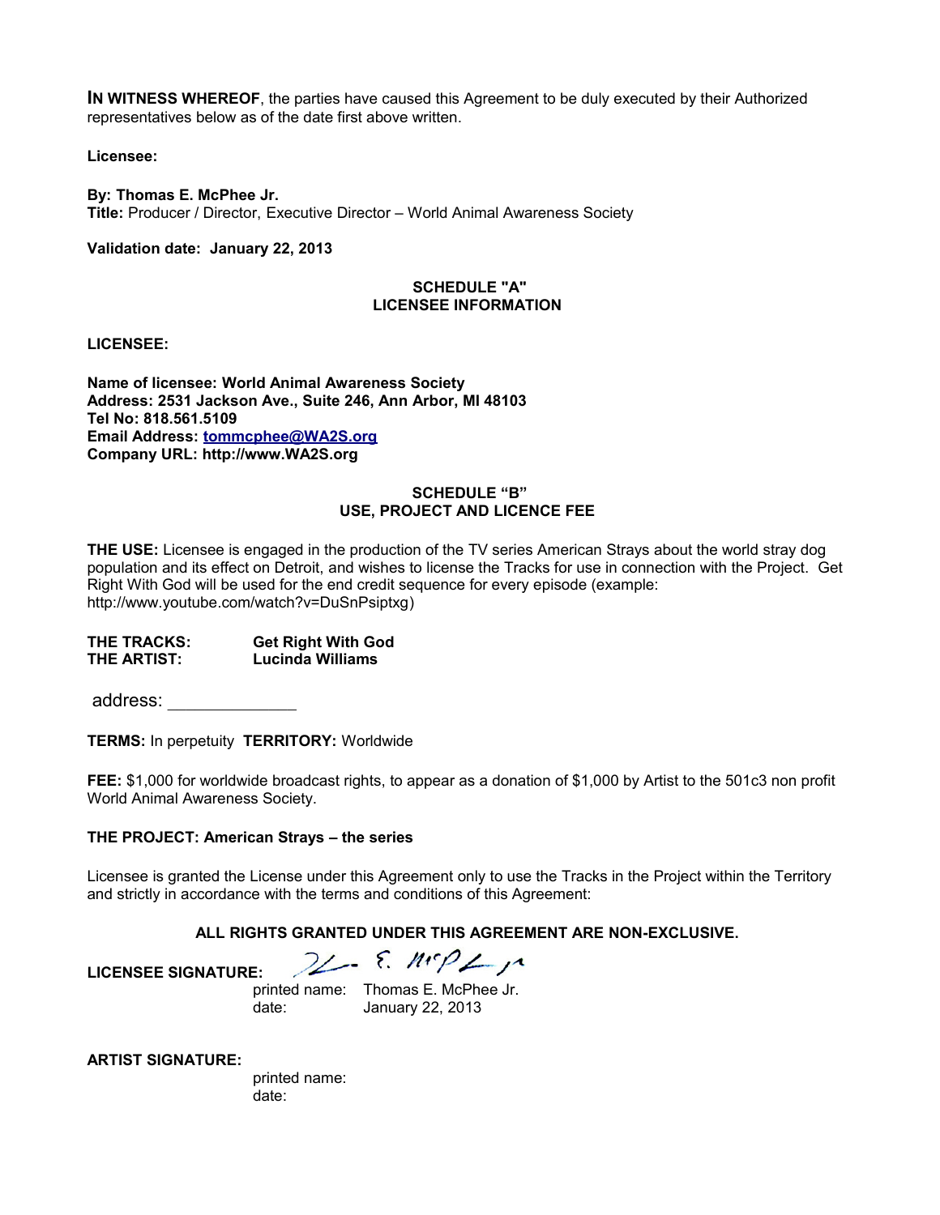**IN WITNESS WHEREOF**, the parties have caused this Agreement to be duly executed by their Authorized representatives below as of the date first above written.

**Licensee:**

**By: Thomas E. McPhee Jr.**
**Title:** Producer / Director, Executive Director – World Animal Awareness Society

**Validation date: January 22, 2013**

**SCHEDULE "A"**
**LICENSEE INFORMATION**

**LICENSEE:**

**Name of licensee: World Animal Awareness Society**
**Address: 2531 Jackson Ave., Suite 246, Ann Arbor, MI 48103**
**Tel No: 818.561.5109**
**Email Address: tommcphee@WA2S.org**
**Company URL: http://www.WA2S.org**

**SCHEDULE "B"**
**USE, PROJECT AND LICENCE FEE**

**THE USE:** Licensee is engaged in the production of the TV series American Strays about the world stray dog population and its effect on Detroit, and wishes to license the Tracks for use in connection with the Project. Get Right With God will be used for the end credit sequence for every episode (example: http://www.youtube.com/watch?v=DuSnPsiptxg)

**THE TRACKS:** **Get Right With God**
**THE ARTIST:** **Lucinda Williams**

address: _____________

**TERMS:** In perpetuity **TERRITORY:** Worldwide

**FEE:** $1,000 for worldwide broadcast rights, to appear as a donation of $1,000 by Artist to the 501c3 non profit World Animal Awareness Society.

**THE PROJECT: American Strays – the series**

Licensee is granted the License under this Agreement only to use the Tracks in the Project within the Territory and strictly in accordance with the terms and conditions of this Agreement:

**ALL RIGHTS GRANTED UNDER THIS AGREEMENT ARE NON-EXCLUSIVE.**

**LICENSEE SIGNATURE:**
printed name: Thomas E. McPhee Jr.
date: January 22, 2013

**ARTIST SIGNATURE:**
printed name:
date: